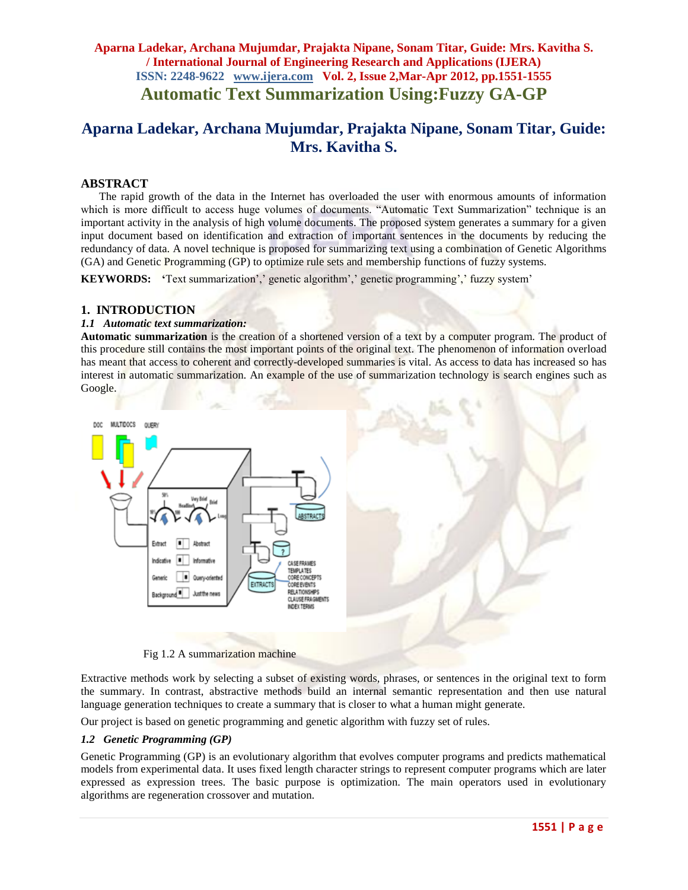# Automatic Text Summarization Using:Fuzzy GA-GP

## Aparna Ladekar, Archana Mujumdar, Prajakta Nipane, Sonam Titar, Guide: Mrs. Kavitha S.

### ABSTRACT

The rapid growth of the data in the Internet has overloaded the user with enormous amounts of information which is more difficult to access huge volumes of documents. "Automatic Text Summarization" technique is an important activity in the analysis of high volume documents. The proposed system generates a summary for a given input document based on identification and extraction of important sentences in the documents by reducing the redundancy of data. A novel technique is proposed for summarizing text using a combination of Genetic Algorithms (GA) and Genetic Programming (GP) to optimize rule sets and membership functions of fuzzy systems.

**KEYWORDS:** 'Text summarization',' genetic algorithm',' genetic programming',' fuzzy system'

### 1. INTRODUCTION

#### *1.1 Automatic text summarization:*

**Automatic summarization** is the creation of a shortened version of a text by a computer program. The product of this procedure still contains the most important points of the original text. The phenomenon of information overload has meant that access to coherent and correctly-developed summaries is vital. As access to data has increased so has interest in automatic summarization. An example of the use of summarization technology is search engines such as Google.

Fig 1.2 A summarization machine

Extractive methods work by selecting a subset of existing words, phrases, or sentences in the original text to form the summary. In contrast, abstractive methods build an internal semantic representation and then use natural language generation techniques to create a summary that is closer to what a human might generate.

Our project is based on genetic programming and genetic algorithm with fuzzy set of rules.

#### *1.2 Genetic Programming (GP)*

Genetic Programming (GP) is an evolutionary algorithm that evolves computer programs and predicts mathematical models from experimental data. It uses fixed length character strings to represent computer programs which are later expressed as expression trees. The basic purpose is optimization. The main operators used in evolutionary algorithms are regeneration crossover and mutation.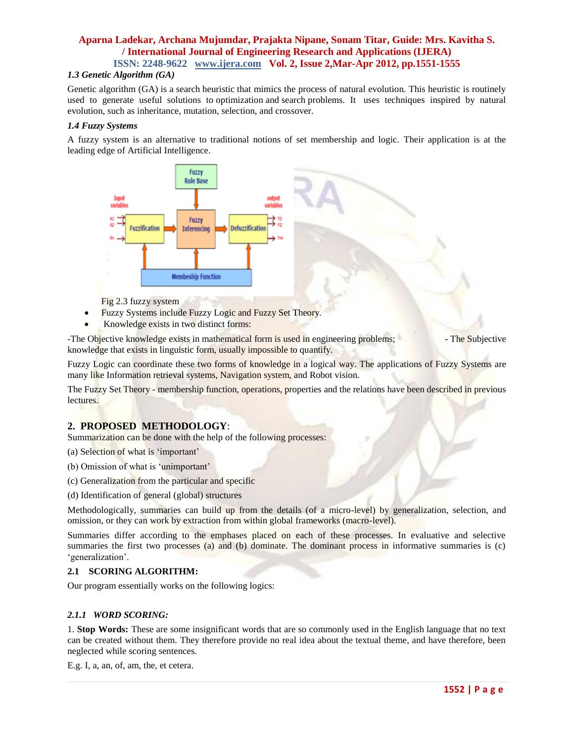### 1.3 Genetic Algorithm (GA)

Genetic algorithm (GA) is a search heuristic that mimics the process of natural evolution. This heuristic is routinely used to generate useful solutions to optimization and search problems. It uses techniques inspired by natural evolution, such as inheritance, mutation, selection, and crossover.

### 1.4 Fuzzy Systems

A fuzzy system is an alternative to traditional notions of set membership and logic. Their application is at the leading edge of Artificial Intelligence.

Fig 2.3 fuzzy system

- Fuzzy Systems include Fuzzy Logic and Fuzzy Set Theory.
- Knowledge exists in two distinct forms:

-The Objective knowledge exists in mathematical form is used in engineering problems; - The Subjective knowledge that exists in linguistic form, usually impossible to quantify.

Fuzzy Logic can coordinate these two forms of knowledge in a logical way. The applications of Fuzzy Systems are many like Information retrieval systems, Navigation system, and Robot vision.

The Fuzzy Set Theory - membership function, operations, properties and the relations have been described in previous lectures.

## 2. PROPOSED METHODOLOGY:

Summarization can be done with the help of the following processes:

(a) Selection of what is 'important'

(b) Omission of what is 'unimportant'

(c) Generalization from the particular and specific

(d) Identification of general (global) structures

Methodologically, summaries can build up from the details (of a micro-level) by generalization, selection, and omission, or they can work by extraction from within global frameworks (macro-level).

Summaries differ according to the emphases placed on each of these processes. In evaluative and selective summaries the first two processes (a) and (b) dominate. The dominant process in informative summaries is (c) 'generalization'.

### 2.1 SCORING ALGORITHM:

Our program essentially works on the following logics:

#### 2.1.1 WORD SCORING:

1. **Stop Words:** These are some insignificant words that are so commonly used in the English language that no text can be created without them. They therefore provide no real idea about the textual theme, and have therefore, been neglected while scoring sentences.

E.g. I, a, an, of, am, the, et cetera.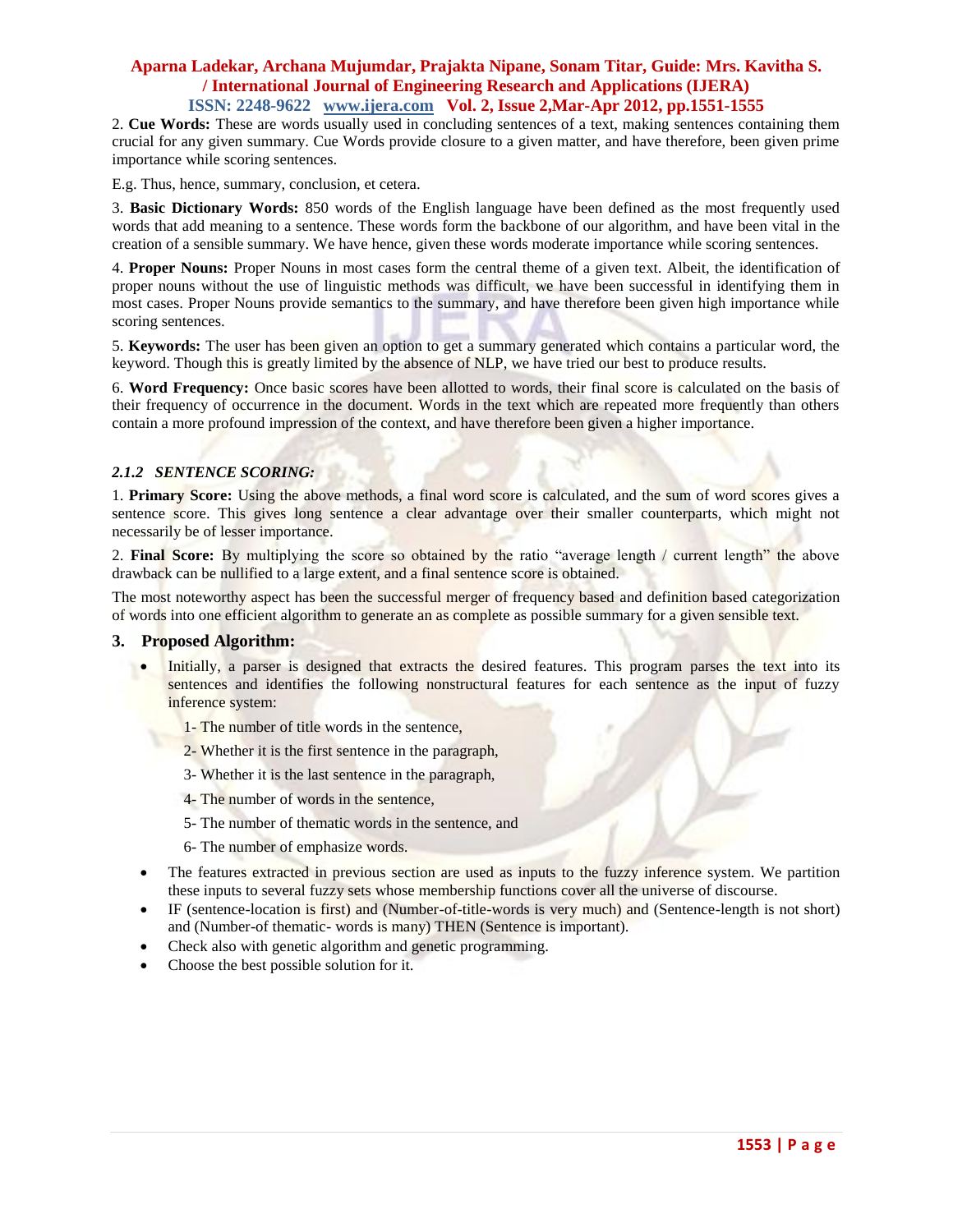2. **Cue Words:** These are words usually used in concluding sentences of a text, making sentences containing them crucial for any given summary. Cue Words provide closure to a given matter, and have therefore, been given prime importance while scoring sentences.

E.g. Thus, hence, summary, conclusion, et cetera.

3. **Basic Dictionary Words:** 850 words of the English language have been defined as the most frequently used words that add meaning to a sentence. These words form the backbone of our algorithm, and have been vital in the creation of a sensible summary. We have hence, given these words moderate importance while scoring sentences.

4. **Proper Nouns:** Proper Nouns in most cases form the central theme of a given text. Albeit, the identification of proper nouns without the use of linguistic methods was difficult, we have been successful in identifying them in most cases. Proper Nouns provide semantics to the summary, and have therefore been given high importance while scoring sentences.

5. **Keywords:** The user has been given an option to get a summary generated which contains a particular word, the keyword. Though this is greatly limited by the absence of NLP, we have tried our best to produce results.

6. **Word Frequency:** Once basic scores have been allotted to words, their final score is calculated on the basis of their frequency of occurrence in the document. Words in the text which are repeated more frequently than others contain a more profound impression of the context, and have therefore been given a higher importance.

### *2.1.2 SENTENCE SCORING:*

1. **Primary Score:** Using the above methods, a final word score is calculated, and the sum of word scores gives a sentence score. This gives long sentence a clear advantage over their smaller counterparts, which might not necessarily be of lesser importance.

2. **Final Score:** By multiplying the score so obtained by the ratio "average length / current length" the above drawback can be nullified to a large extent, and a final sentence score is obtained.

The most noteworthy aspect has been the successful merger of frequency based and definition based categorization of words into one efficient algorithm to generate an as complete as possible summary for a given sensible text.

## 3. Proposed Algorithm:

- Initially, a parser is designed that extracts the desired features. This program parses the text into its sentences and identifies the following nonstructural features for each sentence as the input of fuzzy inference system:

  1- The number of title words in the sentence,

  2- Whether it is the first sentence in the paragraph,

  3- Whether it is the last sentence in the paragraph,

  4- The number of words in the sentence,

  5- The number of thematic words in the sentence, and

  6- The number of emphasize words.

- The features extracted in previous section are used as inputs to the fuzzy inference system. We partition these inputs to several fuzzy sets whose membership functions cover all the universe of discourse.
- IF (sentence-location is first) and (Number-of-title-words is very much) and (Sentence-length is not short) and (Number-of thematic- words is many) THEN (Sentence is important).
- Check also with genetic algorithm and genetic programming.
- Choose the best possible solution for it.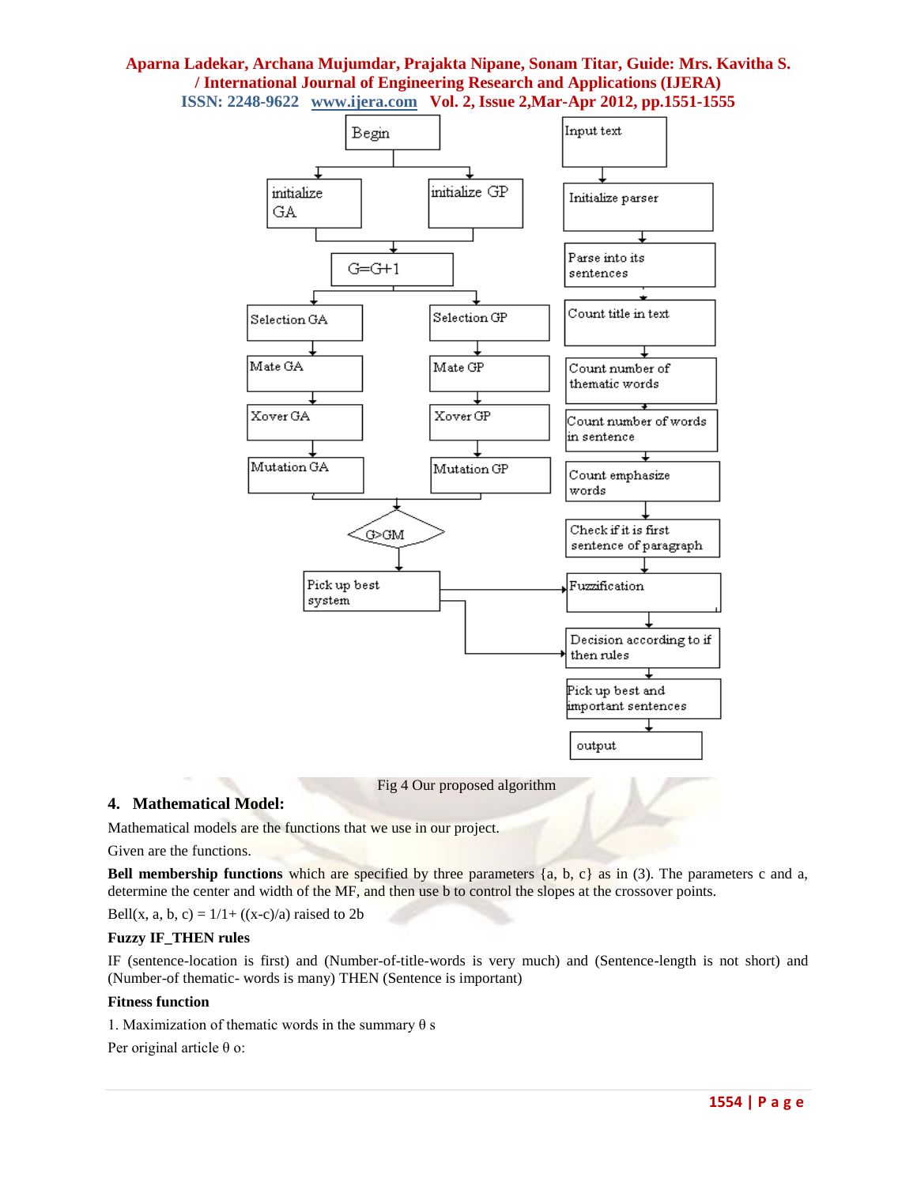Begin

initialize GA

initialize GP

G=G+1

Selection GA

Selection GP

Mate GA

Mate GP

Xover GA

Xover GP

Mutation GA

Mutation GP

G>GM

Pick up best system

Input text

Initialize parser

Parse into its sentences

Count title in text

Count number of thematic words

Count number of words in sentence

Count emphasize words

Check if it is first sentence of paragraph

Fuzzification

Decision according to if then rules

Pick up best and important sentences

output

Fig 4 Our proposed algorithm

## 4. Mathematical Model:

Mathematical models are the functions that we use in our project.

Given are the functions.

**Bell membership functions** which are specified by three parameters {a, b, c} as in (3). The parameters c and a, determine the center and width of the MF, and then use b to control the slopes at the crossover points.

Bell(x, a, b, c) = 1/1+ ((x-c)/a) raised to 2b

**Fuzzy IF_THEN rules**

IF (sentence-location is first) and (Number-of-title-words is very much) and (Sentence-length is not short) and (Number-of thematic- words is many) THEN (Sentence is important)

**Fitness function**

1. Maximization of thematic words in the summary θ s

Per original article θ o: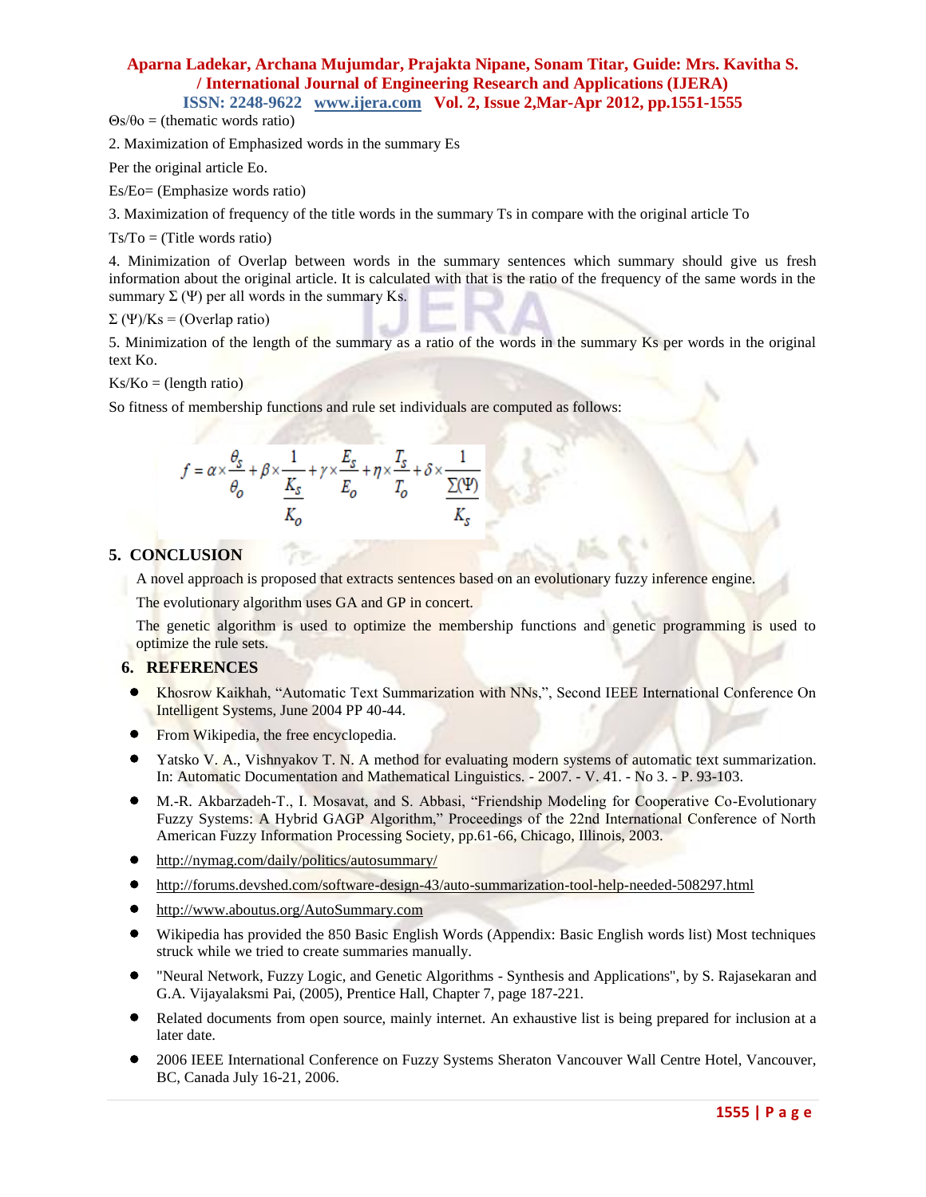$\Theta s/\theta o$ = (thematic words ratio)

2. Maximization of Emphasized words in the summary Es

Per the original article Eo.

Es/Eo= (Emphasize words ratio)

3. Maximization of frequency of the title words in the summary Ts in compare with the original article To

Ts/To = (Title words ratio)

4. Minimization of Overlap between words in the summary sentences which summary should give us fresh information about the original article. It is calculated with that is the ratio of the frequency of the same words in the summary $\Sigma(\Psi)$ per all words in the summary Ks.

$\Sigma(\Psi)$/Ks = (Overlap ratio)

5. Minimization of the length of the summary as a ratio of the words in the summary Ks per words in the original text Ko.

Ks/Ko = (length ratio)

So fitness of membership functions and rule set individuals are computed as follows:

$$f = \alpha \times \frac{\theta_S}{\theta_O} + \beta \times \frac{1}{\frac{K_S}{K_O}} + \gamma \times \frac{E_S}{E_O} + \eta \times \frac{T_S}{T_O} + \delta \times \frac{1}{\frac{\Sigma(\Psi)}{K_S}}$$

## 5. CONCLUSION

A novel approach is proposed that extracts sentences based on an evolutionary fuzzy inference engine.

The evolutionary algorithm uses GA and GP in concert.

The genetic algorithm is used to optimize the membership functions and genetic programming is used to optimize the rule sets.

## 6. REFERENCES

- Khosrow Kaikhah, "Automatic Text Summarization with NNs,", Second IEEE International Conference On Intelligent Systems, June 2004 PP 40-44.
- From Wikipedia, the free encyclopedia.
- Yatsko V. A., Vishnyakov T. N. A method for evaluating modern systems of automatic text summarization. In: Automatic Documentation and Mathematical Linguistics. - 2007. - V. 41. - No 3. - P. 93-103.
- M.-R. Akbarzadeh-T., I. Mosavat, and S. Abbasi, "Friendship Modeling for Cooperative Co-Evolutionary Fuzzy Systems: A Hybrid GAGP Algorithm," Proceedings of the 22nd International Conference of North American Fuzzy Information Processing Society, pp.61-66, Chicago, Illinois, 2003.
- http://nymag.com/daily/politics/autosummary/
- http://forums.devshed.com/software-design-43/auto-summarization-tool-help-needed-508297.html
- http://www.aboutus.org/AutoSummary.com
- Wikipedia has provided the 850 Basic English Words (Appendix: Basic English words list) Most techniques struck while we tried to create summaries manually.
- "Neural Network, Fuzzy Logic, and Genetic Algorithms - Synthesis and Applications", by S. Rajasekaran and G.A. Vijayalaksmi Pai, (2005), Prentice Hall, Chapter 7, page 187-221.
- Related documents from open source, mainly internet. An exhaustive list is being prepared for inclusion at a later date.
- 2006 IEEE International Conference on Fuzzy Systems Sheraton Vancouver Wall Centre Hotel, Vancouver, BC, Canada July 16-21, 2006.